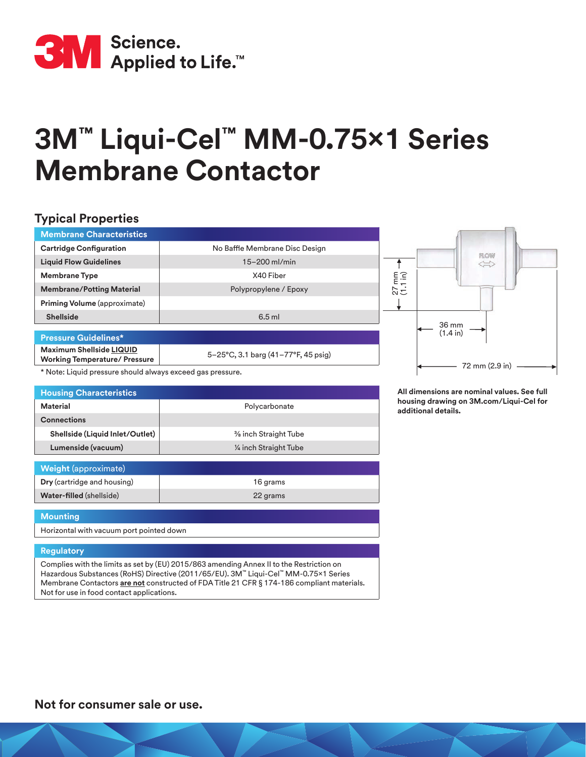# 3M™ Liqui-Cel™ MM-0.75×1 Series Membrane Contactor

## Typical Properties

| Membrane Characteristics | |
|---|---|
| **Cartridge Configuration** | No Baffle Membrane Disc Design |
| **Liquid Flow Guidelines** | 15–200 ml/min |
| **Membrane Type** | X40 Fiber |
| **Membrane/Potting Material** | Polypropylene / Epoxy |
| **Priming Volume** (approximate) | |
| **Shellside** | 6.5 ml |

| Pressure Guidelines* | |
|---|---|
| **Maximum Shellside LIQUID Working Temperature/ Pressure** | 5–25°C, 3.1 barg (41–77°F, 45 psig) |

\* Note: Liquid pressure should always exceed gas pressure.

| Housing Characteristics | |
|---|---|
| **Material** | Polycarbonate |
| **Connections** | |
| **Shellside (Liquid Inlet/Outlet)** | ⅜ inch Straight Tube |
| **Lumenside (vacuum)** | ¼ inch Straight Tube |

| Weight (approximate) | |
|---|---|
| **Dry** (cartridge and housing) | 16 grams |
| **Water-filled** (shellside) | 22 grams |

**Mounting**

Horizontal with vacuum port pointed down

**Regulatory**

Complies with the limits as set by (EU) 2015/863 amending Annex II to the Restriction on Hazardous Substances (RoHS) Directive (2011/65/EU). 3M™ Liqui-Cel™ MM-0.75×1 Series Membrane Contactors **are not** constructed of FDA Title 21 CFR § 174-186 compliant materials. Not for use in food contact applications.

FLOW

27 mm (1.1 in)

36 mm (1.4 in)

72 mm (2.9 in)

**All dimensions are nominal values. See full housing drawing on 3M.com/Liqui-Cel for additional details.**

**Not for consumer sale or use.**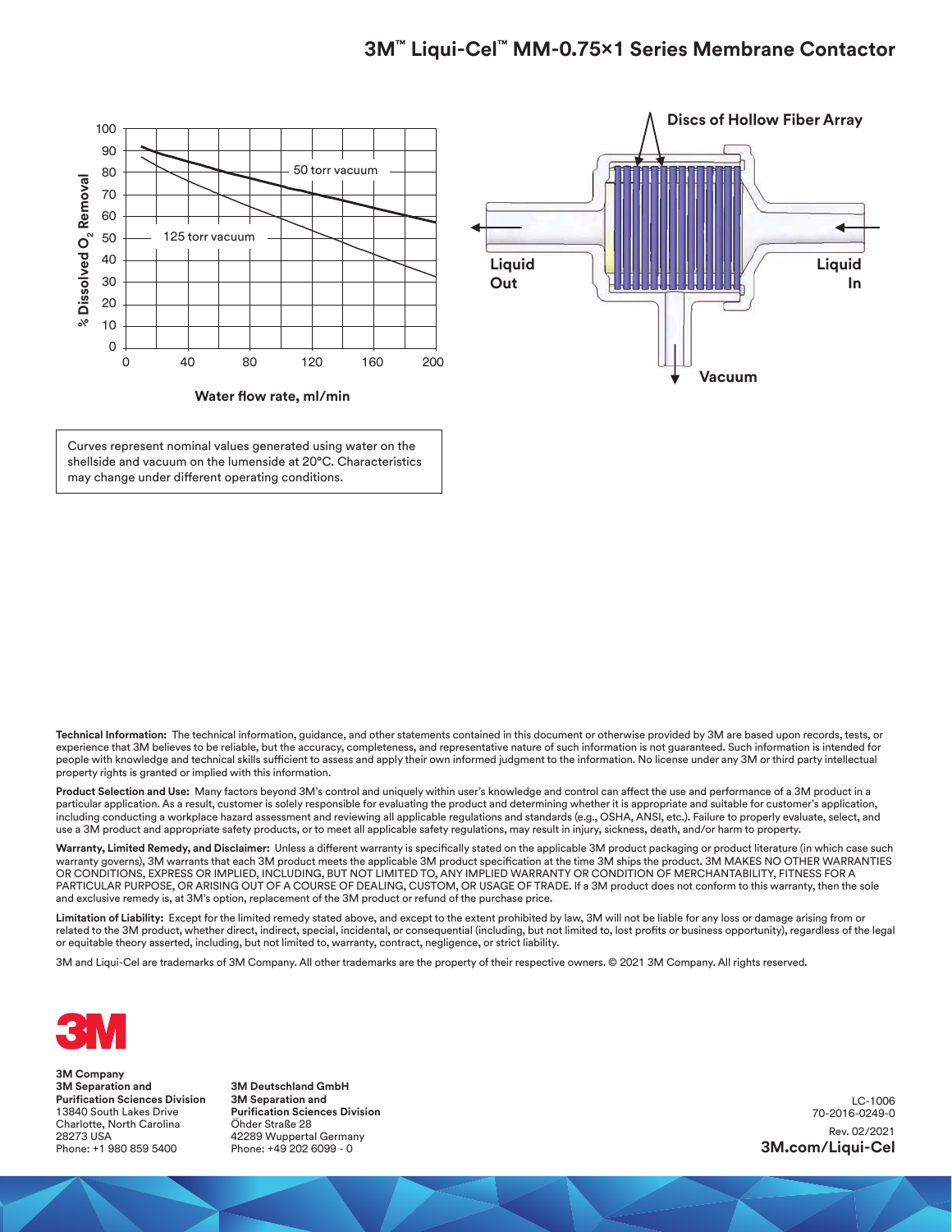# 3M™ Liqui-Cel™ MM-0.75×1 Series Membrane Contactor

% Dissolved $O_2$ Removal

100
90
80
70
60
50
40
30
20
10
0

0 40 80 120 160 200

Water flow rate, ml/min

50 torr vacuum

125 torr vacuum

Discs of Hollow Fiber Array

Liquid Out

Liquid In

Vacuum

Curves represent nominal values generated using water on the shellside and vacuum on the lumenside at 20°C. Characteristics may change under different operating conditions.

**Technical Information:** The technical information, guidance, and other statements contained in this document or otherwise provided by 3M are based upon records, tests, or experience that 3M believes to be reliable, but the accuracy, completeness, and representative nature of such information is not guaranteed. Such information is intended for people with knowledge and technical skills sufficient to assess and apply their own informed judgment to the information. No license under any 3M or third party intellectual property rights is granted or implied with this information.

**Product Selection and Use:** Many factors beyond 3M's control and uniquely within user's knowledge and control can affect the use and performance of a 3M product in a particular application. As a result, customer is solely responsible for evaluating the product and determining whether it is appropriate and suitable for customer's application, including conducting a workplace hazard assessment and reviewing all applicable regulations and standards (e.g., OSHA, ANSI, etc.). Failure to properly evaluate, select, and use a 3M product and appropriate safety products, or to meet all applicable safety regulations, may result in injury, sickness, death, and/or harm to property.

**Warranty, Limited Remedy, and Disclaimer:** Unless a different warranty is specifically stated on the applicable 3M product packaging or product literature (in which case such warranty governs), 3M warrants that each 3M product meets the applicable 3M product specification at the time 3M ships the product. 3M MAKES NO OTHER WARRANTIES OR CONDITIONS, EXPRESS OR IMPLIED, INCLUDING, BUT NOT LIMITED TO, ANY IMPLIED WARRANTY OR CONDITION OF MERCHANTABILITY, FITNESS FOR A PARTICULAR PURPOSE, OR ARISING OUT OF A COURSE OF DEALING, CUSTOM, OR USAGE OF TRADE. If a 3M product does not conform to this warranty, then the sole and exclusive remedy is, at 3M's option, replacement of the 3M product or refund of the purchase price.

**Limitation of Liability:** Except for the limited remedy stated above, and except to the extent prohibited by law, 3M will not be liable for any loss or damage arising from or related to the 3M product, whether direct, indirect, special, incidental, or consequential (including, but not limited to, lost profits or business opportunity), regardless of the legal or equitable theory asserted, including, but not limited to, warranty, contract, negligence, or strict liability.

3M and Liqui-Cel are trademarks of 3M Company. All other trademarks are the property of their respective owners. © 2021 3M Company. All rights reserved.

**3M Company**
**3M Separation and Purification Sciences Division**
13840 South Lakes Drive
Charlotte, North Carolina
28273 USA
Phone: +1 980 859 5400

**3M Deutschland GmbH**
**3M Separation and Purification Sciences Division**
Öhder Straße 28
42289 Wuppertal Germany
Phone: +49 202 6099 - 0

LC-1006
70-2016-0249-0
Rev. 02/2021
**3M.com/Liqui-Cel**